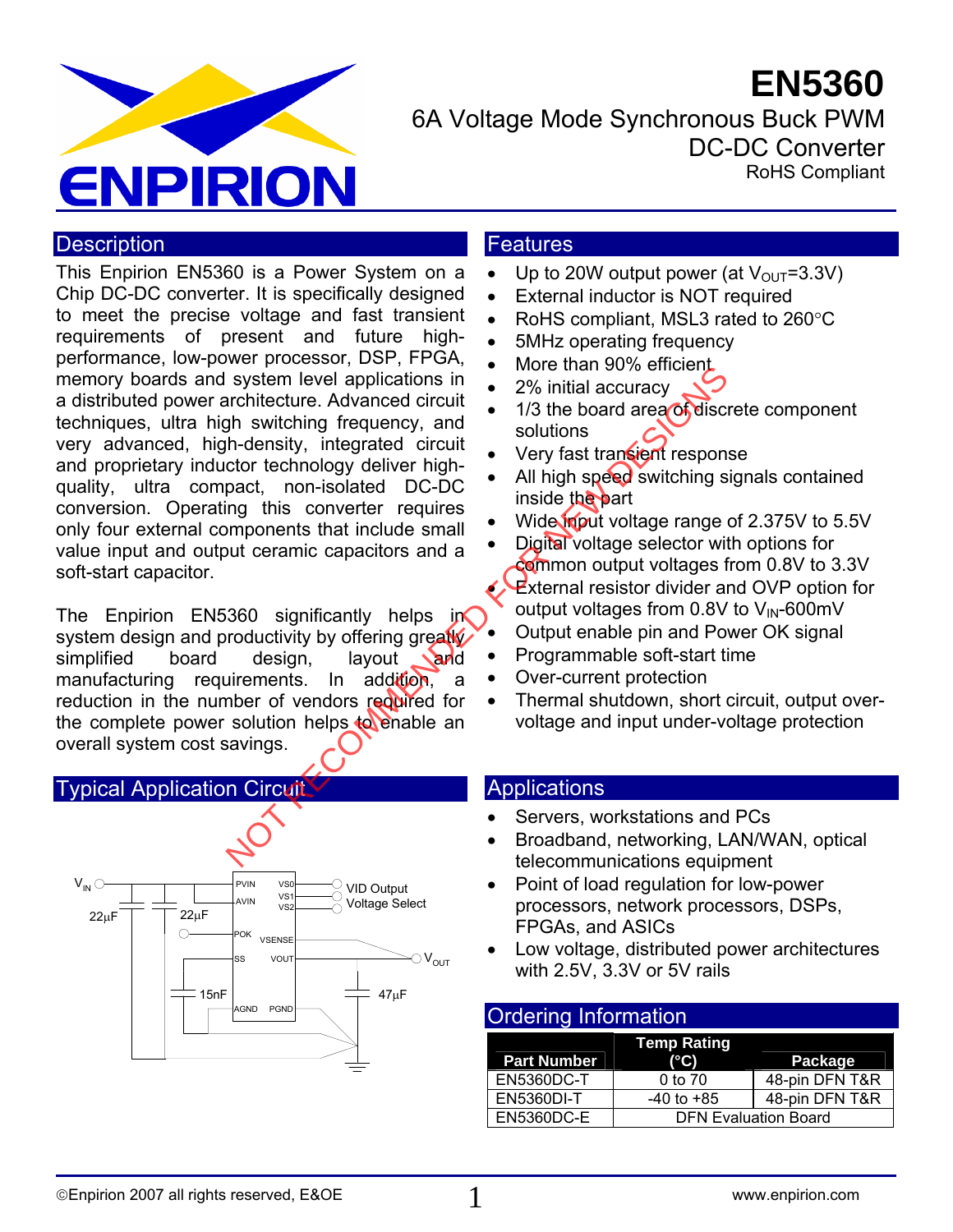# EN5360

## 6A Voltage Mode Synchronous Buck PWM DC-DC Converter

RoHS Compliant

NOT RECOMMENDED FOR NEW DESIGNS

## Description

This Enpirion EN5360 is a Power System on a Chip DC-DC converter. It is specifically designed to meet the precise voltage and fast transient requirements of present and future high-performance, low-power processor, DSP, FPGA, memory boards and system level applications in a distributed power architecture. Advanced circuit techniques, ultra high switching frequency, and very advanced, high-density, integrated circuit and proprietary inductor technology deliver high-quality, ultra compact, non-isolated DC-DC conversion. Operating this converter requires only four external components that include small value input and output ceramic capacitors and a soft-start capacitor.

The Enpirion EN5360 significantly helps in system design and productivity by offering greatly simplified board design, layout and manufacturing requirements. In addition, a reduction in the number of vendors required for the complete power solution helps to enable an overall system cost savings.

## Typical Application Circuit

$V_{IN}$, 22µF, 22µF, PVIN, AVIN, VS0, VS1, VS2, VID Output Voltage Select, POK, VSENSE, SS, VOUT, $V_{OUT}$, 15nF, 47µF, AGND, PGND

## Features

- Up to 20W output power (at $V_{OUT}$=3.3V)
- External inductor is NOT required
- RoHS compliant, MSL3 rated to 260°C
- 5MHz operating frequency
- More than 90% efficient
- 2% initial accuracy
- 1/3 the board area of discrete component solutions
- Very fast transient response
- All high speed switching signals contained inside the part
- Wide input voltage range of 2.375V to 5.5V
- Digital voltage selector with options for common output voltages from 0.8V to 3.3V
- External resistor divider and OVP option for output voltages from 0.8V to $V_{IN}$-600mV
- Output enable pin and Power OK signal
- Programmable soft-start time
- Over-current protection
- Thermal shutdown, short circuit, output over-voltage and input under-voltage protection

## Applications

- Servers, workstations and PCs
- Broadband, networking, LAN/WAN, optical telecommunications equipment
- Point of load regulation for low-power processors, network processors, DSPs, FPGAs, and ASICs
- Low voltage, distributed power architectures with 2.5V, 3.3V or 5V rails

## Ordering Information

| Part Number | Temp Rating (°C) | Package |
|---|---|---|
| EN5360DC-T | 0 to 70 | 48-pin DFN T&R |
| EN5360DI-T | -40 to +85 | 48-pin DFN T&R |
| EN5360DC-E | DFN Evaluation Board | |

©Enpirion 2007 all rights reserved, E&OE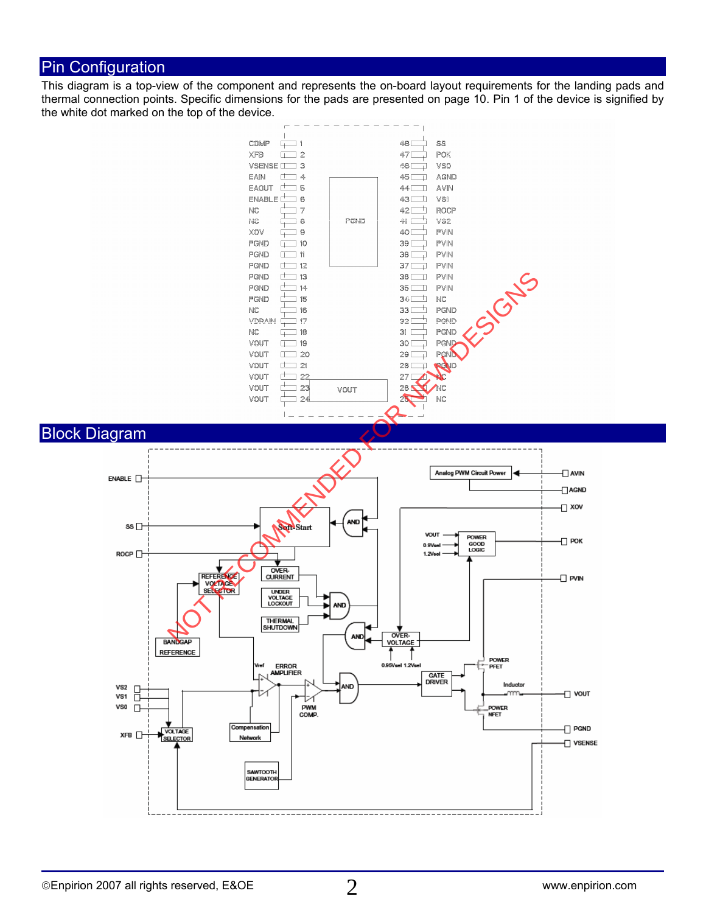## Pin Configuration

This diagram is a top-view of the component and represents the on-board layout requirements for the landing pads and thermal connection points. Specific dimensions for the pads are presented on page 10. Pin 1 of the device is signified by the white dot marked on the top of the device.

| Pin | Name | Pin | Name |
|---|---|---|---|
| 1 | COMP | 48 | SS |
| 2 | XFB | 47 | POK |
| 3 | VSENSE | 46 | VS0 |
| 4 | EAIN | 45 | AGND |
| 5 | EAOUT | 44 | AVIN |
| 6 | ENABLE | 43 | VS1 |
| 7 | NC | 42 | ROCP |
| 8 | NC | 41 | VS2 |
| 9 | XOV | 40 | PVIN |
| 10 | PGND | 39 | PVIN |
| 11 | PGND | 38 | PVIN |
| 12 | PGND | 37 | PVIN |
| 13 | PGND | 36 | PVIN |
| 14 | PGND | 35 | PVIN |
| 15 | PGND | 34 | NC |
| 16 | NC | 33 | PGND |
| 17 | VDRAIN | 32 | PGND |
| 18 | NC | 31 | PGND |
| 19 | VOUT | 30 | PGND |
| 20 | VOUT | 29 | PGND |
| 21 | VOUT | 28 | PGND |
| 22 | VOUT | 27 | NC |
| 23 | VOUT | 26 | NC |
| 24 | VOUT | 25 | NC |

Thermal pads: PGND, VOUT

NOT RECOMMENDED FOR NEW DESIGNS

## Block Diagram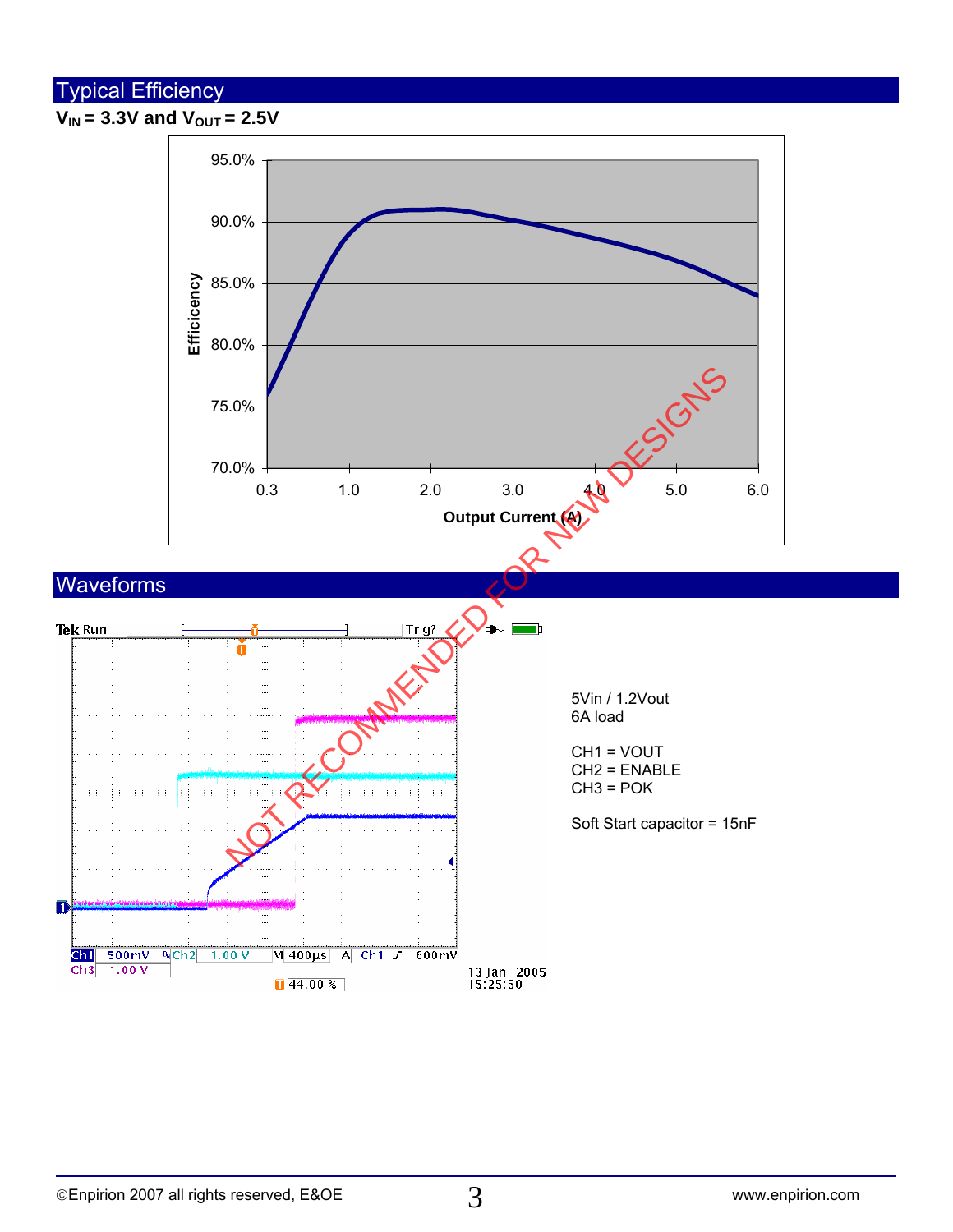## Typical Efficiency

**$V_{IN}$ = 3.3V and $V_{OUT}$ = 2.5V**

## Waveforms

5Vin / 1.2Vout
6A load

CH1 = VOUT
CH2 = ENABLE
CH3 = POK

Soft Start capacitor = 15nF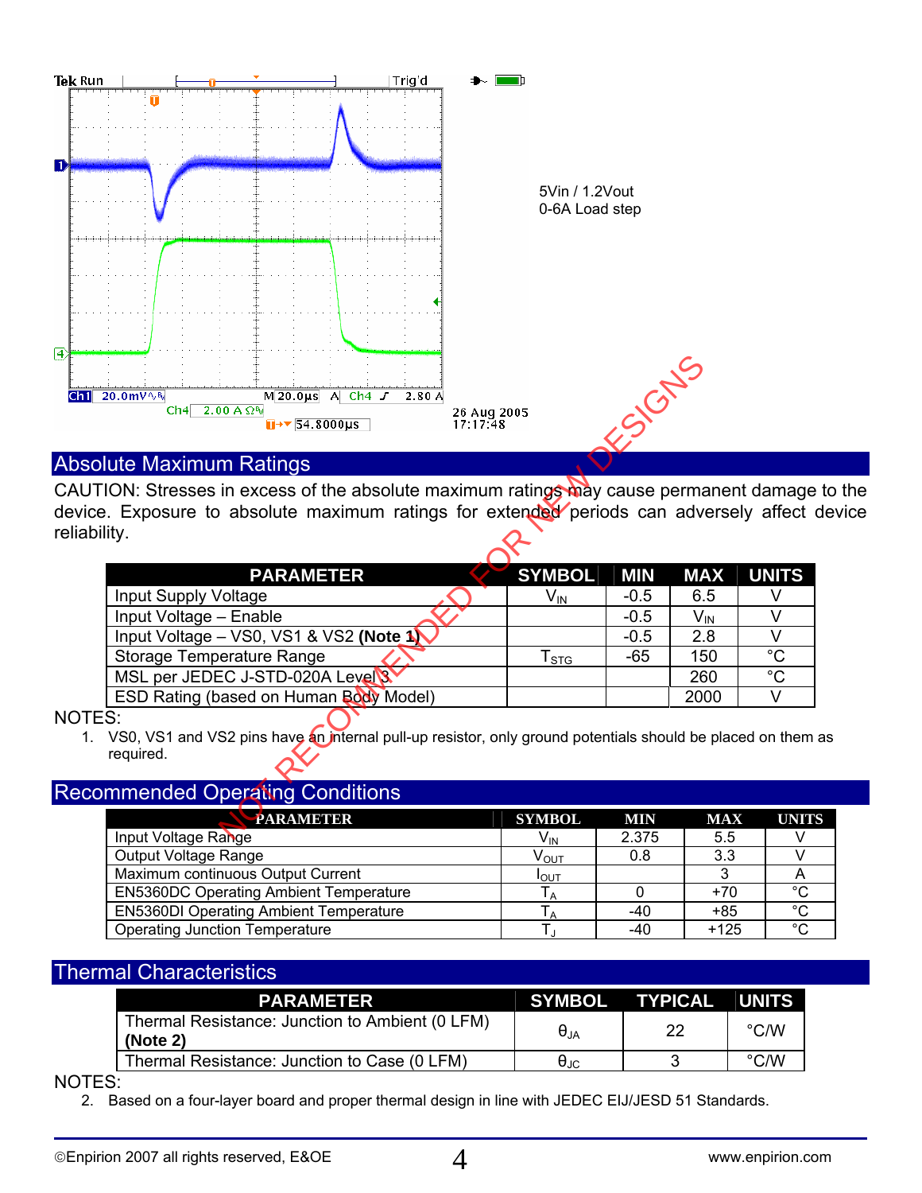5Vin / 1.2Vout
0-6A Load step

## Absolute Maximum Ratings

CAUTION: Stresses in excess of the absolute maximum ratings may cause permanent damage to the device. Exposure to absolute maximum ratings for extended periods can adversely affect device reliability.

| PARAMETER | SYMBOL | MIN | MAX | UNITS |
|---|---|---|---|---|
| Input Supply Voltage | $V_{IN}$ | -0.5 | 6.5 | V |
| Input Voltage – Enable | | -0.5 | $V_{IN}$ | V |
| Input Voltage – VS0, VS1 & VS2 **(Note 1)** | | -0.5 | 2.8 | V |
| Storage Temperature Range | $T_{STG}$ | -65 | 150 | °C |
| MSL per JEDEC J-STD-020A Level 3 | | | 260 | °C |
| ESD Rating (based on Human Body Model) | | | 2000 | V |

NOTES:

1. VS0, VS1 and VS2 pins have an internal pull-up resistor, only ground potentials should be placed on them as required.

## Recommended Operating Conditions

| PARAMETER | SYMBOL | MIN | MAX | UNITS |
|---|---|---|---|---|
| Input Voltage Range | $V_{IN}$ | 2.375 | 5.5 | V |
| Output Voltage Range | $V_{OUT}$ | 0.8 | 3.3 | V |
| Maximum continuous Output Current | $I_{OUT}$ | | 3 | A |
| EN5360DC Operating Ambient Temperature | $T_A$ | 0 | +70 | °C |
| EN5360DI Operating Ambient Temperature | $T_A$ | -40 | +85 | °C |
| Operating Junction Temperature | $T_J$ | -40 | +125 | °C |

## Thermal Characteristics

| PARAMETER | SYMBOL | TYPICAL | UNITS |
|---|---|---|---|
| Thermal Resistance: Junction to Ambient (0 LFM) **(Note 2)** | $\theta_{JA}$ | 22 | °C/W |
| Thermal Resistance: Junction to Case (0 LFM) | $\theta_{JC}$ | 3 | °C/W |

NOTES:

2. Based on a four-layer board and proper thermal design in line with JEDEC EIJ/JESD 51 Standards.

NOT RECOMMENDED FOR NEW DESIGNS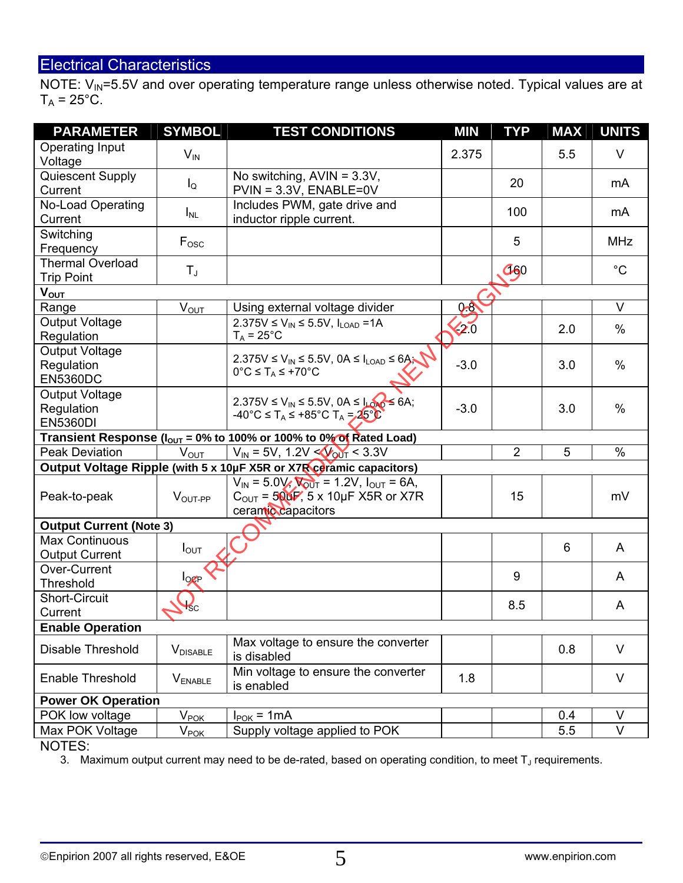## Electrical Characteristics

NOTE: $V_{IN}$=5.5V and over operating temperature range unless otherwise noted. Typical values are at $T_A$ = 25°C.

| PARAMETER | SYMBOL | TEST CONDITIONS | MIN | TYP | MAX | UNITS |
|---|---|---|---|---|---|---|
| Operating Input Voltage | $V_{IN}$ | | 2.375 | | 5.5 | V |
| Quiescent Supply Current | $I_Q$ | No switching, AVIN = 3.3V, PVIN = 3.3V, ENABLE=0V | | 20 | | mA |
| No-Load Operating Current | $I_{NL}$ | Includes PWM, gate drive and inductor ripple current. | | 100 | | mA |
| Switching Frequency | $F_{OSC}$ | | | 5 | | MHz |
| Thermal Overload Trip Point | $T_J$ | | | 160 | | °C |
| **$V_{OUT}$** | | | | | | |
| Range | $V_{OUT}$ | Using external voltage divider | 0.8 | | | V |
| Output Voltage Regulation | | 2.375V ≤ $V_{IN}$ ≤ 5.5V, $I_{LOAD}$ =1A $T_A$ = 25°C | -2.0 | | 2.0 | % |
| Output Voltage Regulation EN5360DC | | 2.375V ≤ $V_{IN}$ ≤ 5.5V, 0A ≤ $I_{LOAD}$ ≤ 6A; 0°C ≤ $T_A$ ≤ +70°C | -3.0 | | 3.0 | % |
| Output Voltage Regulation EN5360DI | | 2.375V ≤ $V_{IN}$ ≤ 5.5V, 0A ≤ $I_{LOAD}$ ≤ 6A; -40°C ≤ $T_A$ ≤ +85°C $T_A$ = 25°C | -3.0 | | 3.0 | % |
| **Transient Response ($I_{OUT}$ = 0% to 100% or 100% to 0% of Rated Load)** | | | | | | |
| Peak Deviation | $V_{OUT}$ | $V_{IN}$ = 5V, 1.2V < $V_{OUT}$ < 3.3V | | 2 | 5 | % |
| **Output Voltage Ripple (with 5 x 10µF X5R or X7R ceramic capacitors)** | | | | | | |
| Peak-to-peak | $V_{OUT-PP}$ | $V_{IN}$ = 5.0V, $V_{OUT}$ = 1.2V, $I_{OUT}$ = 6A, $C_{OUT}$ = 50uF, 5 x 10µF X5R or X7R ceramic capacitors | | 15 | | mV |
| **Output Current (Note 3)** | | | | | | |
| Max Continuous Output Current | $I_{OUT}$ | | | | 6 | A |
| Over-Current Threshold | $I_{OCP}$ | | | 9 | | A |
| Short-Circuit Current | $I_{SC}$ | | | 8.5 | | A |
| **Enable Operation** | | | | | | |
| Disable Threshold | $V_{DISABLE}$ | Max voltage to ensure the converter is disabled | | | 0.8 | V |
| Enable Threshold | $V_{ENABLE}$ | Min voltage to ensure the converter is enabled | 1.8 | | | V |
| **Power OK Operation** | | | | | | |
| POK low voltage | $V_{POK}$ | $I_{POK}$ = 1mA | | | 0.4 | V |
| Max POK Voltage | $V_{POK}$ | Supply voltage applied to POK | | | 5.5 | V |

NOTES:

3. Maximum output current may need to be de-rated, based on operating condition, to meet $T_J$ requirements.

NOT RECOMMENDED FOR NEW DESIGNS

©Enpirion 2007 all rights reserved, E&OE www.enpirion.com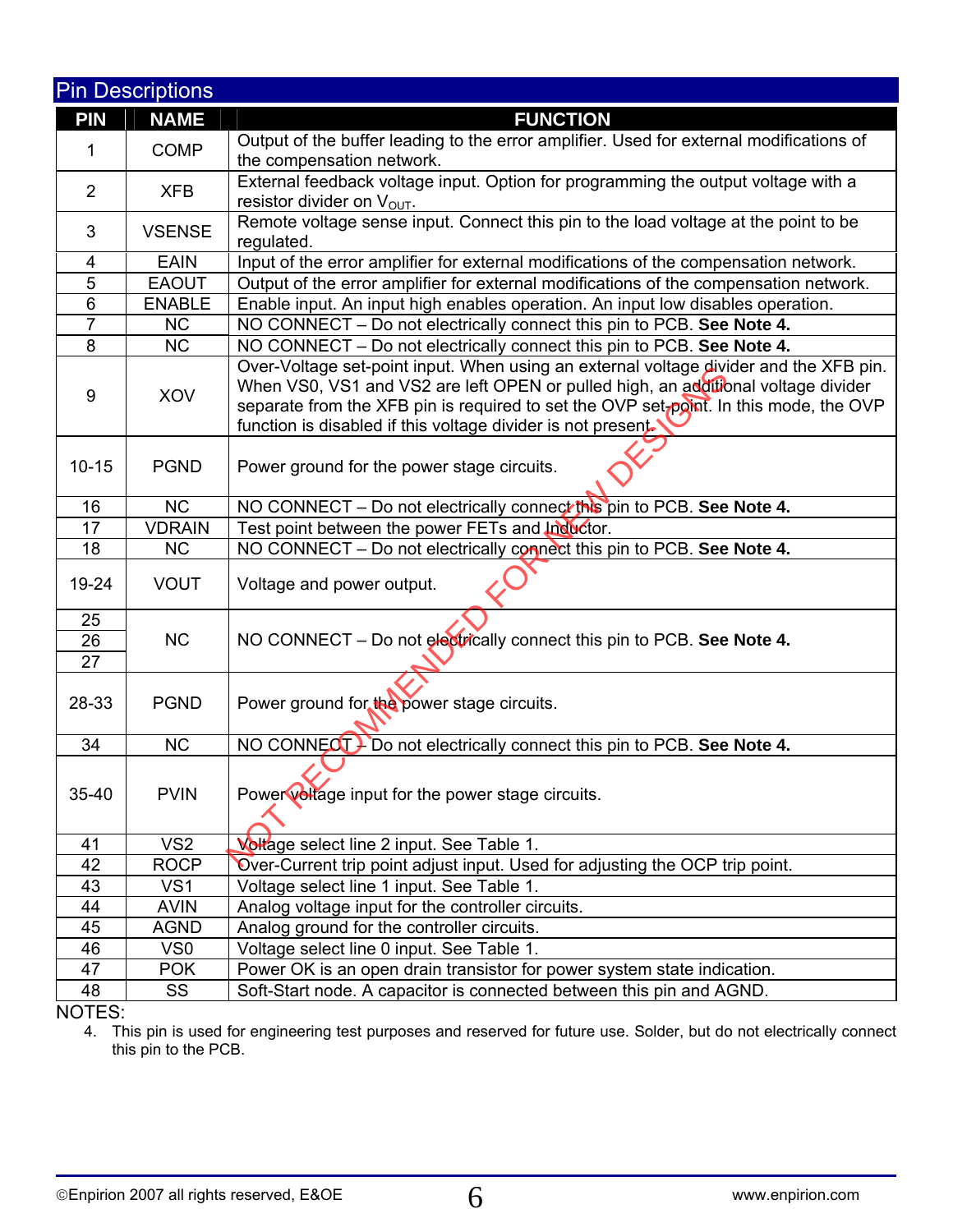## Pin Descriptions

| PIN | NAME | FUNCTION |
|---|---|---|
| 1 | COMP | Output of the buffer leading to the error amplifier. Used for external modifications of the compensation network. |
| 2 | XFB | External feedback voltage input. Option for programming the output voltage with a resistor divider on $V_{OUT}$. |
| 3 | VSENSE | Remote voltage sense input. Connect this pin to the load voltage at the point to be regulated. |
| 4 | EAIN | Input of the error amplifier for external modifications of the compensation network. |
| 5 | EAOUT | Output of the error amplifier for external modifications of the compensation network. |
| 6 | ENABLE | Enable input. An input high enables operation. An input low disables operation. |
| 7 | NC | NO CONNECT – Do not electrically connect this pin to PCB. **See Note 4.** |
| 8 | NC | NO CONNECT – Do not electrically connect this pin to PCB. **See Note 4.** |
| 9 | XOV | Over-Voltage set-point input. When using an external voltage divider and the XFB pin. When VS0, VS1 and VS2 are left OPEN or pulled high, an additional voltage divider separate from the XFB pin is required to set the OVP set-point. In this mode, the OVP function is disabled if this voltage divider is not present. |
| 10-15 | PGND | Power ground for the power stage circuits. |
| 16 | NC | NO CONNECT – Do not electrically connect this pin to PCB. **See Note 4.** |
| 17 | VDRAIN | Test point between the power FETs and Inductor. |
| 18 | NC | NO CONNECT – Do not electrically connect this pin to PCB. **See Note 4.** |
| 19-24 | VOUT | Voltage and power output. |
| 25, 26, 27 | NC | NO CONNECT – Do not electrically connect this pin to PCB. **See Note 4.** |
| 28-33 | PGND | Power ground for the power stage circuits. |
| 34 | NC | NO CONNECT – Do not electrically connect this pin to PCB. **See Note 4.** |
| 35-40 | PVIN | Power voltage input for the power stage circuits. |
| 41 | VS2 | Voltage select line 2 input. See Table 1. |
| 42 | ROCP | Over-Current trip point adjust input. Used for adjusting the OCP trip point. |
| 43 | VS1 | Voltage select line 1 input. See Table 1. |
| 44 | AVIN | Analog voltage input for the controller circuits. |
| 45 | AGND | Analog ground for the controller circuits. |
| 46 | VS0 | Voltage select line 0 input. See Table 1. |
| 47 | POK | Power OK is an open drain transistor for power system state indication. |
| 48 | SS | Soft-Start node. A capacitor is connected between this pin and AGND. |

NOTES:

4. This pin is used for engineering test purposes and reserved for future use. Solder, but do not electrically connect this pin to the PCB.

NOT RECOMMENDED FOR NEW DESIGNS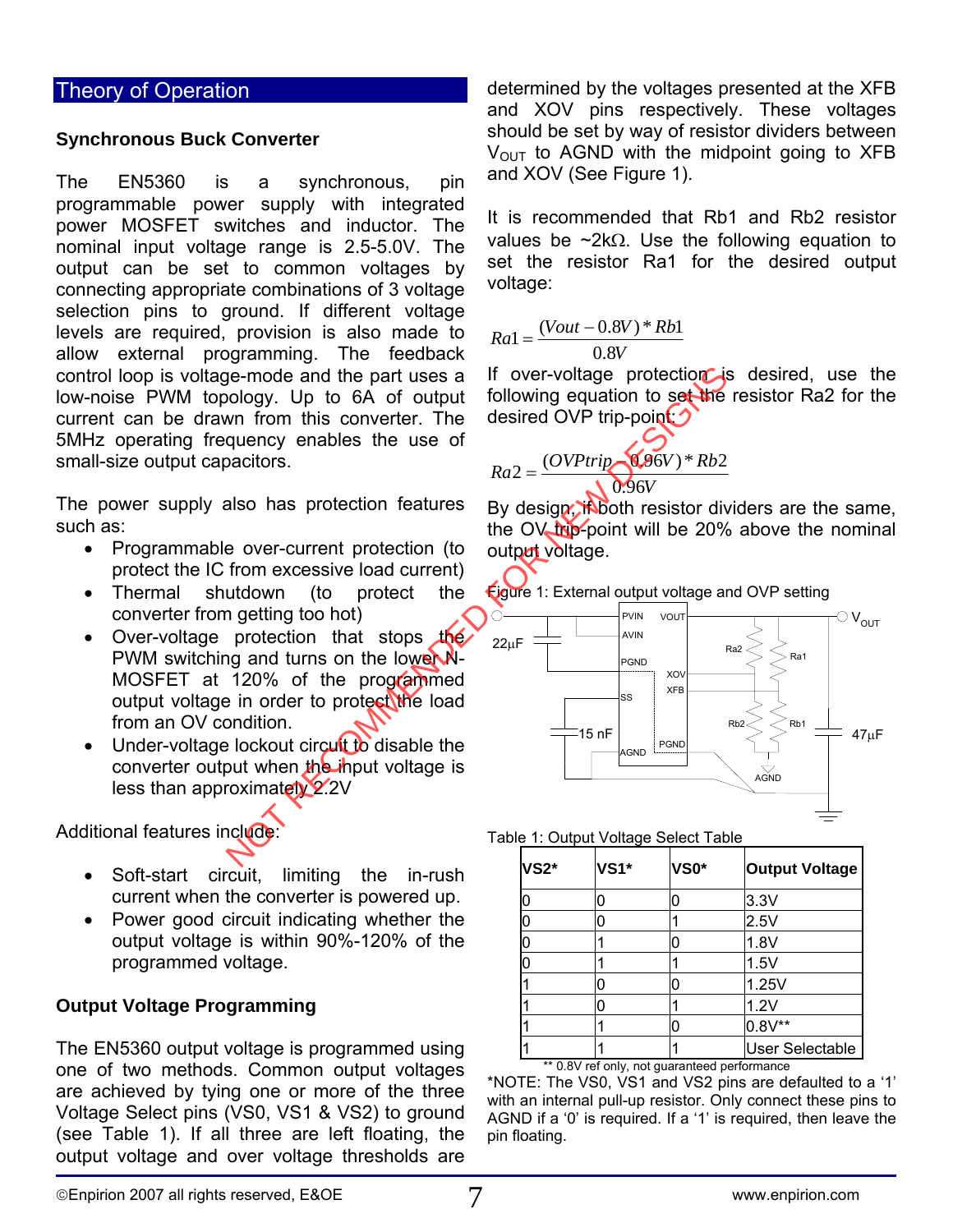## Theory of Operation

### Synchronous Buck Converter

The EN5360 is a synchronous, pin programmable power supply with integrated power MOSFET switches and inductor. The nominal input voltage range is 2.5-5.0V. The output can be set to common voltages by connecting appropriate combinations of 3 voltage selection pins to ground. If different voltage levels are required, provision is also made to allow external programming. The feedback control loop is voltage-mode and the part uses a low-noise PWM topology. Up to 6A of output current can be drawn from this converter. The 5MHz operating frequency enables the use of small-size output capacitors.

The power supply also has protection features such as:

- Programmable over-current protection (to protect the IC from excessive load current)
- Thermal shutdown (to protect the converter from getting too hot)
- Over-voltage protection that stops the PWM switching and turns on the lower N-MOSFET at 120% of the programmed output voltage in order to protect the load from an OV condition.
- Under-voltage lockout circuit to disable the converter output when the input voltage is less than approximately 2.2V

Additional features include:

- Soft-start circuit, limiting the in-rush current when the converter is powered up.
- Power good circuit indicating whether the output voltage is within 90%-120% of the programmed voltage.

### Output Voltage Programming

The EN5360 output voltage is programmed using one of two methods. Common output voltages are achieved by tying one or more of the three Voltage Select pins (VS0, VS1 & VS2) to ground (see Table 1). If all three are left floating, the output voltage and over voltage thresholds are determined by the voltages presented at the XFB and XOV pins respectively. These voltages should be set by way of resistor dividers between $V_{OUT}$ to AGND with the midpoint going to XFB and XOV (See Figure 1).

It is recommended that Rb1 and Rb2 resistor values be ~2kΩ. Use the following equation to set the resistor Ra1 for the desired output voltage:

$$Ra1 = \frac{(Vout - 0.8V) * Rb1}{0.8V}$$

If over-voltage protection is desired, use the following equation to set the resistor Ra2 for the desired OVP trip-point:

$$Ra2 = \frac{(OVPtrip - 0.96V) * Rb2}{0.96V}$$

By design, if both resistor dividers are the same, the OV trip-point will be 20% above the nominal output voltage.

Figure 1: External output voltage and OVP setting

Table 1: Output Voltage Select Table

| VS2* | VS1* | VS0* | Output Voltage |
|---|---|---|---|
| 0 | 0 | 0 | 3.3V |
| 0 | 0 | 1 | 2.5V |
| 0 | 1 | 0 | 1.8V |
| 0 | 1 | 1 | 1.5V |
| 1 | 0 | 0 | 1.25V |
| 1 | 0 | 1 | 1.2V |
| 1 | 1 | 0 | 0.8V** |
| 1 | 1 | 1 | User Selectable |

** 0.8V ref only, not guaranteed performance

*NOTE: The VS0, VS1 and VS2 pins are defaulted to a '1' with an internal pull-up resistor. Only connect these pins to AGND if a '0' is required. If a '1' is required, then leave the pin floating.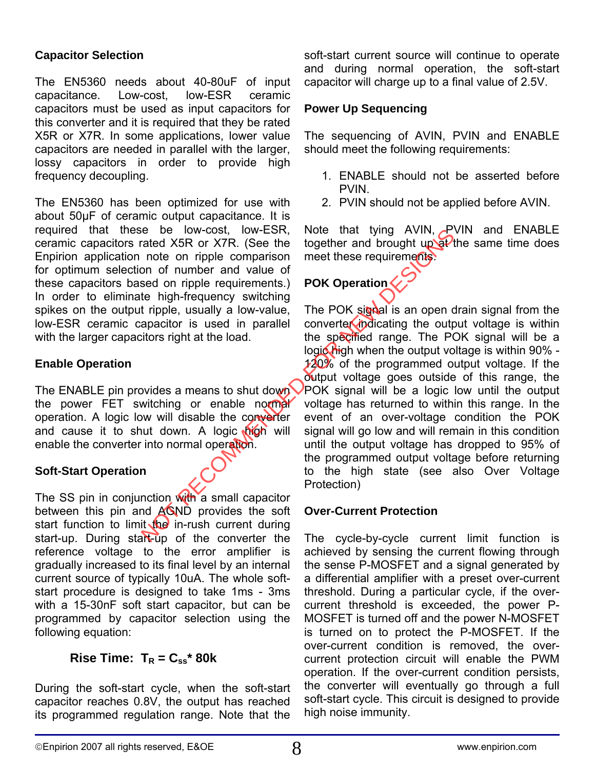### Capacitor Selection

The EN5360 needs about 40-80uF of input capacitance. Low-cost, low-ESR ceramic capacitors must be used as input capacitors for this converter and it is required that they be rated X5R or X7R. In some applications, lower value capacitors are needed in parallel with the larger, lossy capacitors in order to provide high frequency decoupling.

The EN5360 has been optimized for use with about 50μF of ceramic output capacitance. It is required that these be low-cost, low-ESR, ceramic capacitors rated X5R or X7R. (See the Enpirion application note on ripple comparison for optimum selection of number and value of these capacitors based on ripple requirements.) In order to eliminate high-frequency switching spikes on the output ripple, usually a low-value, low-ESR ceramic capacitor is used in parallel with the larger capacitors right at the load.

### Enable Operation

The ENABLE pin provides a means to shut down the power FET switching or enable normal operation. A logic low will disable the converter and cause it to shut down. A logic high will enable the converter into normal operation.

### Soft-Start Operation

The SS pin in conjunction with a small capacitor between this pin and AGND provides the soft start function to limit the in-rush current during start-up. During start-up of the converter the reference voltage to the error amplifier is gradually increased to its final level by an internal current source of typically 10uA. The whole soft-start procedure is designed to take 1ms - 3ms with a 15-30nF soft start capacitor, but can be programmed by capacitor selection using the following equation:

$$\textbf{Rise Time: } T_R = C_{ss} * 80k$$

During the soft-start cycle, when the soft-start capacitor reaches 0.8V, the output has reached its programmed regulation range. Note that the soft-start current source will continue to operate and during normal operation, the soft-start capacitor will charge up to a final value of 2.5V.

### Power Up Sequencing

The sequencing of AVIN, PVIN and ENABLE should meet the following requirements:

1. ENABLE should not be asserted before PVIN.
2. PVIN should not be applied before AVIN.

Note that tying AVIN, PVIN and ENABLE together and brought up at the same time does meet these requirements.

### POK Operation

The POK signal is an open drain signal from the converter indicating the output voltage is within the specified range. The POK signal will be a logic high when the output voltage is within 90% - 120% of the programmed output voltage. If the output voltage goes outside of this range, the POK signal will be a logic low until the output voltage has returned to within this range. In the event of an over-voltage condition the POK signal will go low and will remain in this condition until the output voltage has dropped to 95% of the programmed output voltage before returning to the high state (see also Over Voltage Protection)

### Over-Current Protection

The cycle-by-cycle current limit function is achieved by sensing the current flowing through the sense P-MOSFET and a signal generated by a differential amplifier with a preset over-current threshold. During a particular cycle, if the over-current threshold is exceeded, the power P-MOSFET is turned off and the power N-MOSFET is turned on to protect the P-MOSFET. If the over-current condition is removed, the over-current protection circuit will enable the PWM operation. If the over-current condition persists, the converter will eventually go through a full soft-start cycle. This circuit is designed to provide high noise immunity.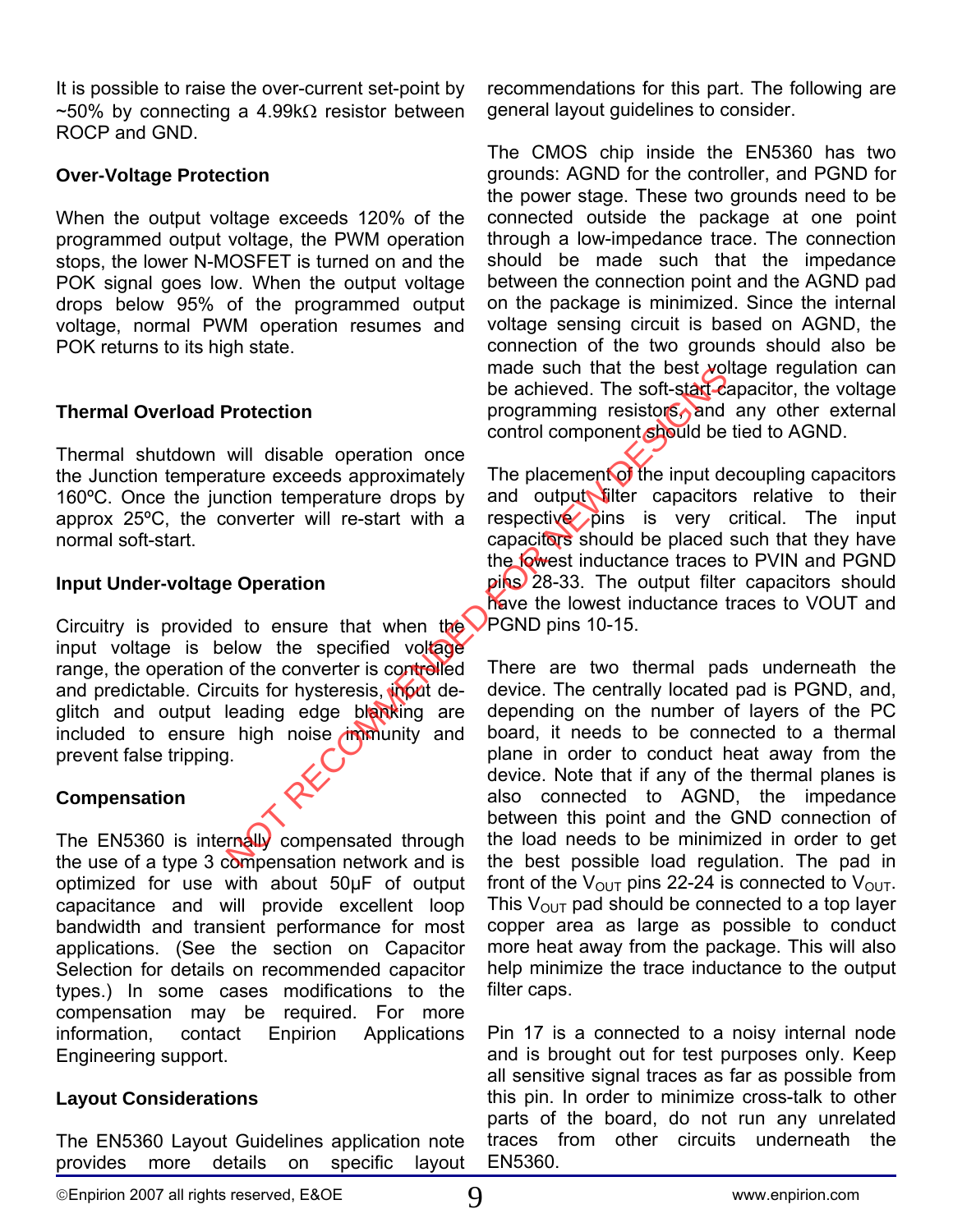It is possible to raise the over-current set-point by ~50% by connecting a 4.99kΩ resistor between ROCP and GND.

### Over-Voltage Protection

When the output voltage exceeds 120% of the programmed output voltage, the PWM operation stops, the lower N-MOSFET is turned on and the POK signal goes low. When the output voltage drops below 95% of the programmed output voltage, normal PWM operation resumes and POK returns to its high state.

### Thermal Overload Protection

Thermal shutdown will disable operation once the Junction temperature exceeds approximately 160ºC. Once the junction temperature drops by approx 25ºC, the converter will re-start with a normal soft-start.

### Input Under-voltage Operation

Circuitry is provided to ensure that when the input voltage is below the specified voltage range, the operation of the converter is controlled and predictable. Circuits for hysteresis, input de-glitch and output leading edge blanking are included to ensure high noise immunity and prevent false tripping.

### Compensation

The EN5360 is internally compensated through the use of a type 3 compensation network and is optimized for use with about 50µF of output capacitance and will provide excellent loop bandwidth and transient performance for most applications. (See the section on Capacitor Selection for details on recommended capacitor types.) In some cases modifications to the compensation may be required. For more information, contact Enpirion Applications Engineering support.

### Layout Considerations

The EN5360 Layout Guidelines application note provides more details on specific layout recommendations for this part. The following are general layout guidelines to consider.

The CMOS chip inside the EN5360 has two grounds: AGND for the controller, and PGND for the power stage. These two grounds need to be connected outside the package at one point through a low-impedance trace. The connection should be made such that the impedance between the connection point and the AGND pad on the package is minimized. Since the internal voltage sensing circuit is based on AGND, the connection of the two grounds should also be made such that the best voltage regulation can be achieved. The soft-start capacitor, the voltage programming resistors, and any other external control component should be tied to AGND.

The placement of the input decoupling capacitors and output filter capacitors relative to their respective pins is very critical. The input capacitors should be placed such that they have the lowest inductance traces to PVIN and PGND pins 28-33. The output filter capacitors should have the lowest inductance traces to VOUT and PGND pins 10-15.

There are two thermal pads underneath the device. The centrally located pad is PGND, and, depending on the number of layers of the PC board, it needs to be connected to a thermal plane in order to conduct heat away from the device. Note that if any of the thermal planes is also connected to AGND, the impedance between this point and the GND connection of the load needs to be minimized in order to get the best possible load regulation. The pad in front of the $V_{OUT}$ pins 22-24 is connected to $V_{OUT}$. This $V_{OUT}$ pad should be connected to a top layer copper area as large as possible to conduct more heat away from the package. This will also help minimize the trace inductance to the output filter caps.

Pin 17 is a connected to a noisy internal node and is brought out for test purposes only. Keep all sensitive signal traces as far as possible from this pin. In order to minimize cross-talk to other parts of the board, do not run any unrelated traces from other circuits underneath the EN5360.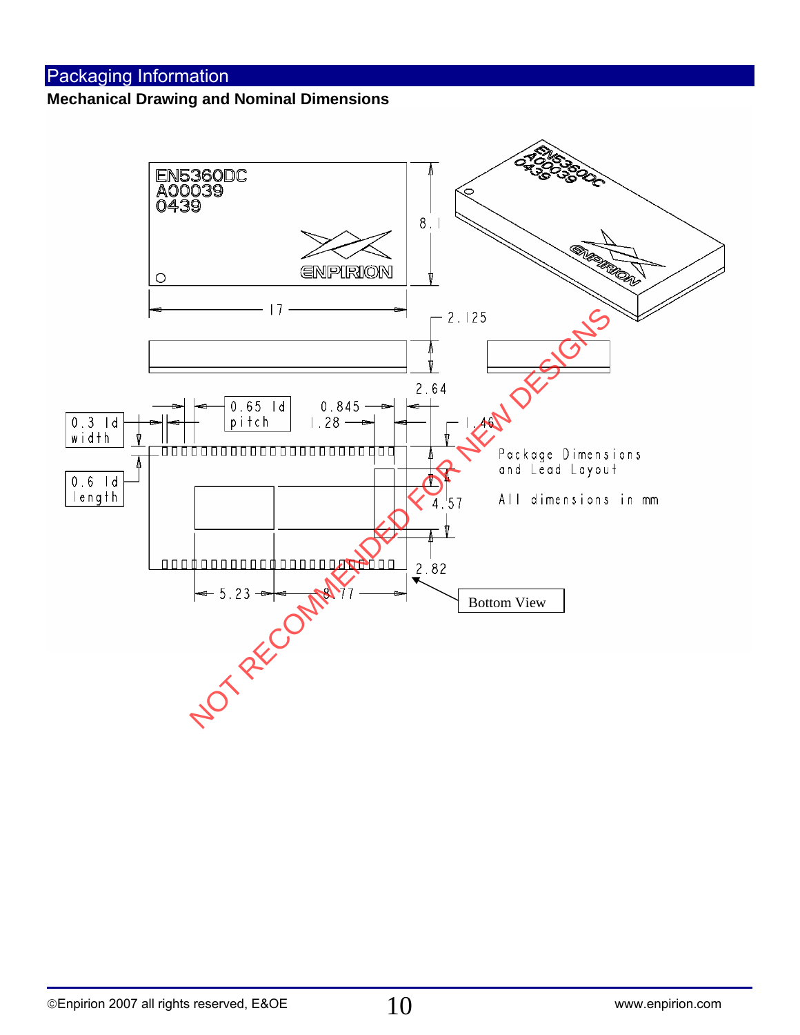## Packaging Information

**Mechanical Drawing and Nominal Dimensions**

EN5360DC
A00039
0439

ENPIRION

8.1

17

2.125

2.64

0.65 ld pitch

0.845

1.28

1.46

0.3 ld width

0.6 ld length

Package Dimensions and Lead Layout

All dimensions in mm

4.57

2.82

5.23

8.77

Bottom View

NOT RECOMMENDED FOR NEW DESIGNS

©Enpirion 2007 all rights reserved, E&OE

www.enpirion.com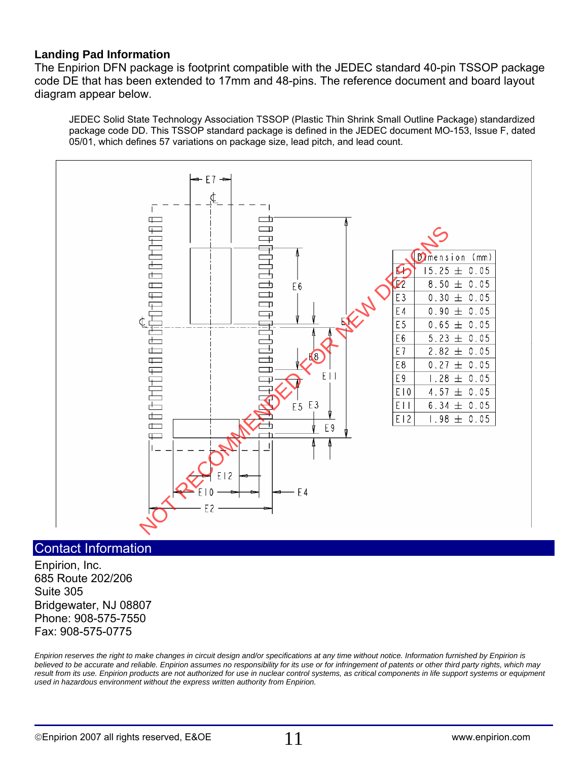**Landing Pad Information**

The Enpirion DFN package is footprint compatible with the JEDEC standard 40-pin TSSOP package code DE that has been extended to 17mm and 48-pins. The reference document and board layout diagram appear below.

> JEDEC Solid State Technology Association TSSOP (Plastic Thin Shrink Small Outline Package) standardized package code DD. This TSSOP standard package is defined in the JEDEC document MO-153, Issue F, dated 05/01, which defines 57 variations on package size, lead pitch, and lead count.

E7

E6

E8

E11

E5 E3

E9

E1

E12

E10

E4

E2

NOT RECOMMENDED FOR NEW DESIGNS

| Dimension | (mm) |
|---|---|
| E1 | 15.25 ± 0.05 |
| E2 | 8.50 ± 0.05 |
| E3 | 0.30 ± 0.05 |
| E4 | 0.90 ± 0.05 |
| E5 | 0.65 ± 0.05 |
| E6 | 5.23 ± 0.05 |
| E7 | 2.82 ± 0.05 |
| E8 | 0.27 ± 0.05 |
| E9 | 1.28 ± 0.05 |
| E10 | 4.57 ± 0.05 |
| E11 | 6.34 ± 0.05 |
| E12 | 1.98 ± 0.05 |

## Contact Information

Enpirion, Inc.
685 Route 202/206
Suite 305
Bridgewater, NJ 08807
Phone: 908-575-7550
Fax: 908-575-0775

*Enpirion reserves the right to make changes in circuit design and/or specifications at any time without notice. Information furnished by Enpirion is believed to be accurate and reliable. Enpirion assumes no responsibility for its use or for infringement of patents or other third party rights, which may result from its use. Enpirion products are not authorized for use in nuclear control systems, as critical components in life support systems or equipment used in hazardous environment without the express written authority from Enpirion.*